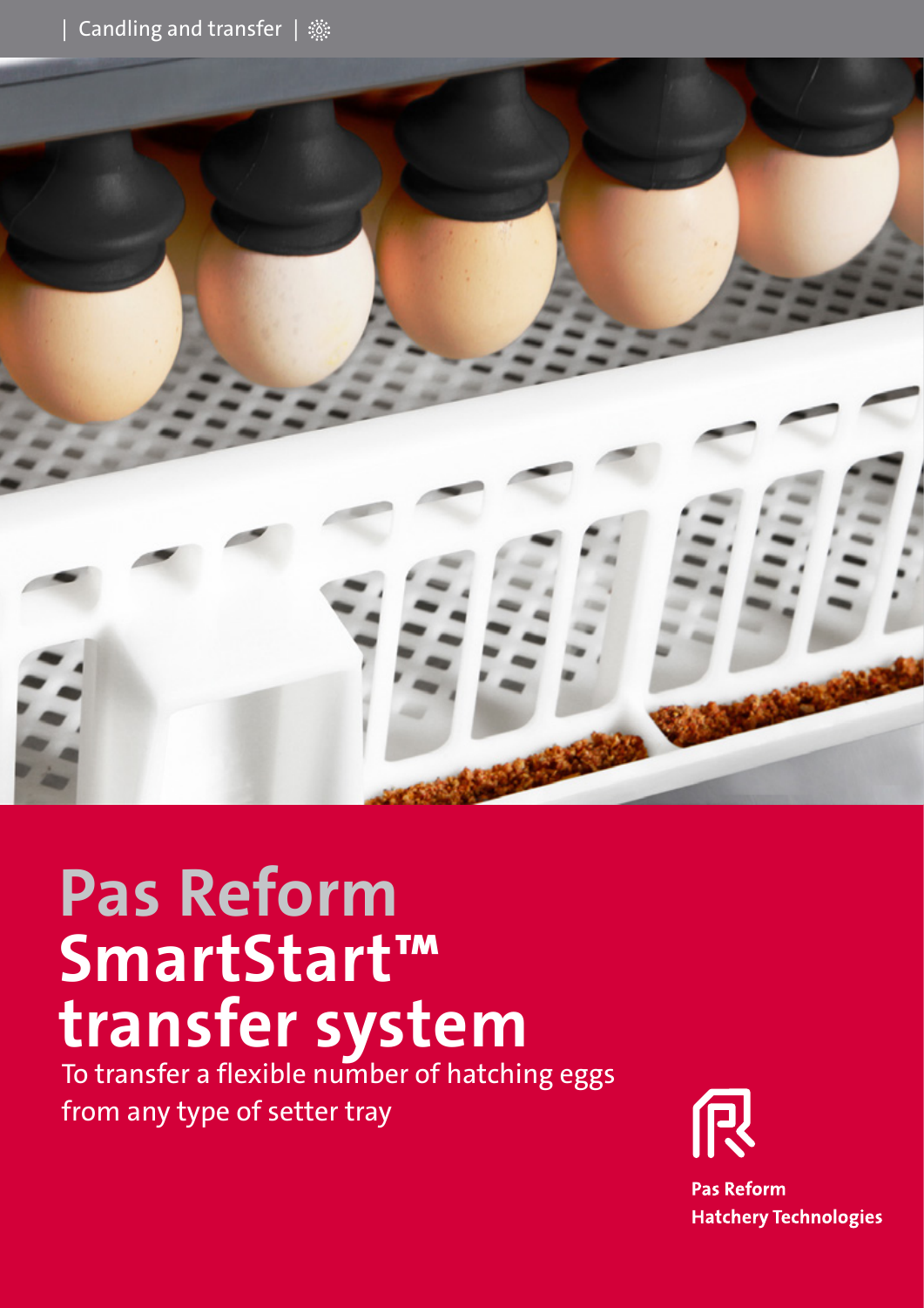Candling and transfer

# Pas Reform SmartStart™ transfer system

To transfer a flexible number of hatching eggs from any type of setter tray

**Pas Reform Hatchery Technologies**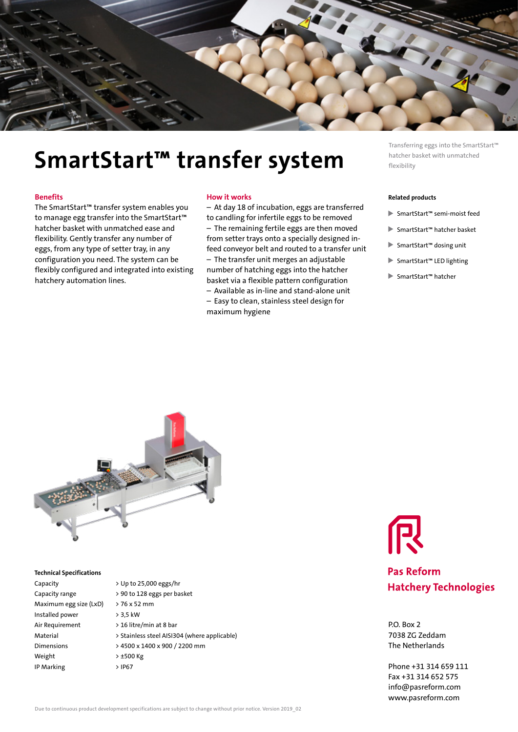# SmartStart™ transfer system

Transferring eggs into the SmartStart™ hatcher basket with unmatched flexibility

## Benefits

The SmartStart™ transfer system enables you to manage egg transfer into the SmartStart™ hatcher basket with unmatched ease and flexibility. Gently transfer any number of eggs, from any type of setter tray, in any configuration you need. The system can be flexibly configured and integrated into existing hatchery automation lines.

## How it works

– At day 18 of incubation, eggs are transferred to candling for infertile eggs to be removed
– The remaining fertile eggs are then moved from setter trays onto a specially designed in-feed conveyor belt and routed to a transfer unit
– The transfer unit merges an adjustable number of hatching eggs into the hatcher basket via a flexible pattern configuration
– Available as in-line and stand-alone unit
– Easy to clean, stainless steel design for maximum hygiene

### Related products

- SmartStart™ semi-moist feed
- SmartStart™ hatcher basket
- SmartStart™ dosing unit
- SmartStart™ LED lighting
- SmartStart™ hatcher

### Technical Specifications

| | |
|---|---|
| Capacity | > Up to 25,000 eggs/hr |
| Capacity range | > 90 to 128 eggs per basket |
| Maximum egg size (LxD) | > 76 x 52 mm |
| Installed power | > 3,5 kW |
| Air Requirement | > 16 litre/min at 8 bar |
| Material | > Stainless steel AISI304 (where applicable) |
| Dimensions | > 4500 x 1400 x 900 / 2200 mm |
| Weight | > ±500 Kg |
| IP Marking | > IP67 |

**Pas Reform Hatchery Technologies**

P.O. Box 2
7038 ZG Zeddam
The Netherlands

Phone +31 314 659 111
Fax +31 314 652 575
info@pasreform.com
www.pasreform.com

Due to continuous product development specifications are subject to change without prior notice. Version 2019_02